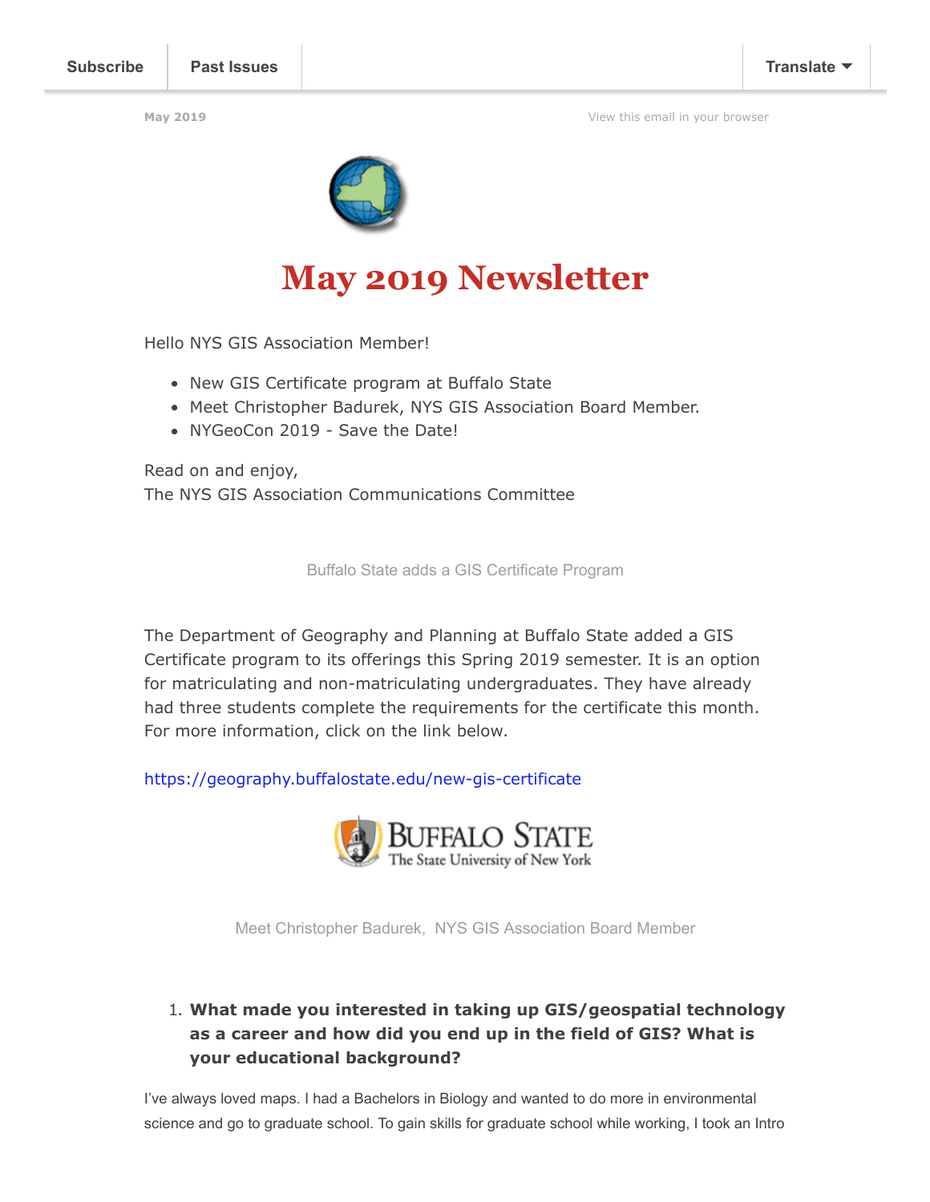Subscribe | Past Issues | Translate

May 2019 | View this email in your browser

# May 2019 Newsletter

Hello NYS GIS Association Member!

- New GIS Certificate program at Buffalo State
- Meet Christopher Badurek, NYS GIS Association Board Member.
- NYGeoCon 2019 - Save the Date!

Read on and enjoy,
The NYS GIS Association Communications Committee

## Buffalo State adds a GIS Certificate Program

The Department of Geography and Planning at Buffalo State added a GIS Certificate program to its offerings this Spring 2019 semester. It is an option for matriculating and non-matriculating undergraduates. They have already had three students complete the requirements for the certificate this month. For more information, click on the link below.

https://geography.buffalostate.edu/new-gis-certificate

BUFFALO STATE
The State University of New York

## Meet Christopher Badurek, NYS GIS Association Board Member

1. **What made you interested in taking up GIS/geospatial technology as a career and how did you end up in the field of GIS? What is your educational background?**

I've always loved maps. I had a Bachelors in Biology and wanted to do more in environmental science and go to graduate school. To gain skills for graduate school while working, I took an Intro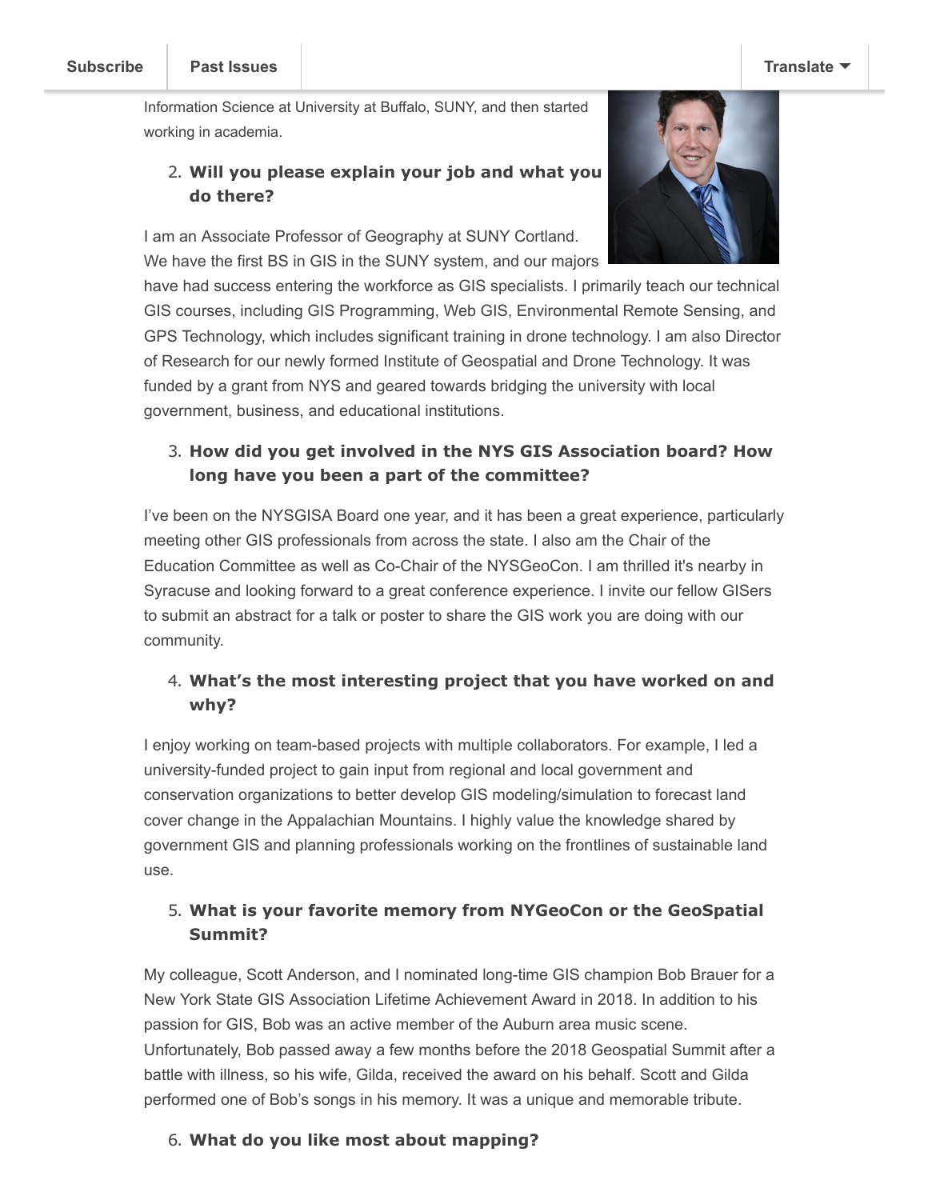Information Science at University at Buffalo, SUNY, and then started working in academia.

2. **Will you please explain your job and what you do there?**

I am an Associate Professor of Geography at SUNY Cortland. We have the first BS in GIS in the SUNY system, and our majors have had success entering the workforce as GIS specialists. I primarily teach our technical GIS courses, including GIS Programming, Web GIS, Environmental Remote Sensing, and GPS Technology, which includes significant training in drone technology. I am also Director of Research for our newly formed Institute of Geospatial and Drone Technology. It was funded by a grant from NYS and geared towards bridging the university with local government, business, and educational institutions.

3. **How did you get involved in the NYS GIS Association board? How long have you been a part of the committee?**

I've been on the NYSGISA Board one year, and it has been a great experience, particularly meeting other GIS professionals from across the state. I also am the Chair of the Education Committee as well as Co-Chair of the NYSGeoCon. I am thrilled it's nearby in Syracuse and looking forward to a great conference experience. I invite our fellow GISers to submit an abstract for a talk or poster to share the GIS work you are doing with our community.

4. **What's the most interesting project that you have worked on and why?**

I enjoy working on team-based projects with multiple collaborators. For example, I led a university-funded project to gain input from regional and local government and conservation organizations to better develop GIS modeling/simulation to forecast land cover change in the Appalachian Mountains. I highly value the knowledge shared by government GIS and planning professionals working on the frontlines of sustainable land use.

5. **What is your favorite memory from NYGeoCon or the GeoSpatial Summit?**

My colleague, Scott Anderson, and I nominated long-time GIS champion Bob Brauer for a New York State GIS Association Lifetime Achievement Award in 2018. In addition to his passion for GIS, Bob was an active member of the Auburn area music scene. Unfortunately, Bob passed away a few months before the 2018 Geospatial Summit after a battle with illness, so his wife, Gilda, received the award on his behalf. Scott and Gilda performed one of Bob's songs in his memory. It was a unique and memorable tribute.

6. **What do you like most about mapping?**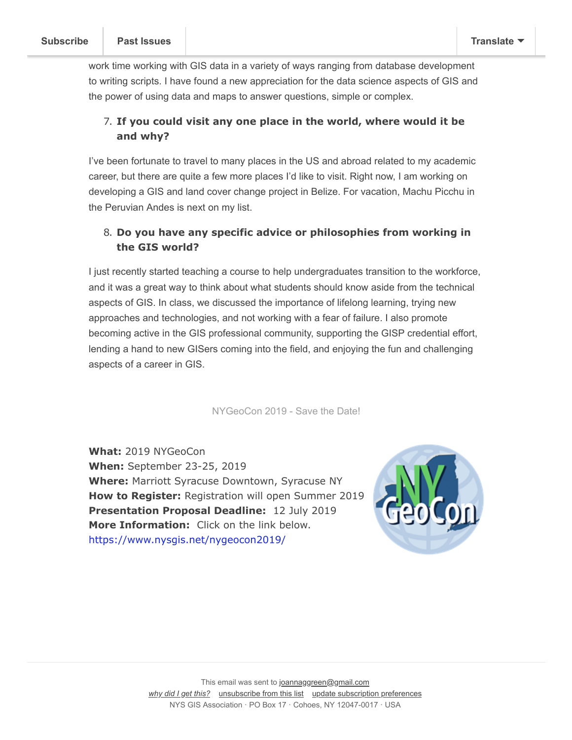work time working with GIS data in a variety of ways ranging from database development to writing scripts. I have found a new appreciation for the data science aspects of GIS and the power of using data and maps to answer questions, simple or complex.

7. **If you could visit any one place in the world, where would it be and why?**

I've been fortunate to travel to many places in the US and abroad related to my academic career, but there are quite a few more places I'd like to visit. Right now, I am working on developing a GIS and land cover change project in Belize. For vacation, Machu Picchu in the Peruvian Andes is next on my list.

8. **Do you have any specific advice or philosophies from working in the GIS world?**

I just recently started teaching a course to help undergraduates transition to the workforce, and it was a great way to think about what students should know aside from the technical aspects of GIS. In class, we discussed the importance of lifelong learning, trying new approaches and technologies, and not working with a fear of failure. I also promote becoming active in the GIS professional community, supporting the GISP credential effort, lending a hand to new GISers coming into the field, and enjoying the fun and challenging aspects of a career in GIS.

NYGeoCon 2019 - Save the Date!

**What:** 2019 NYGeoCon
**When:** September 23-25, 2019
**Where:** Marriott Syracuse Downtown, Syracuse NY
**How to Register:** Registration will open Summer 2019
**Presentation Proposal Deadline:** 12 July 2019
**More Information:** Click on the link below.
https://www.nysgis.net/nygeocon2019/

This email was sent to joannaggreen@gmail.com
*why did I get this?* unsubscribe from this list update subscription preferences
NYS GIS Association · PO Box 17 · Cohoes, NY 12047-0017 · USA